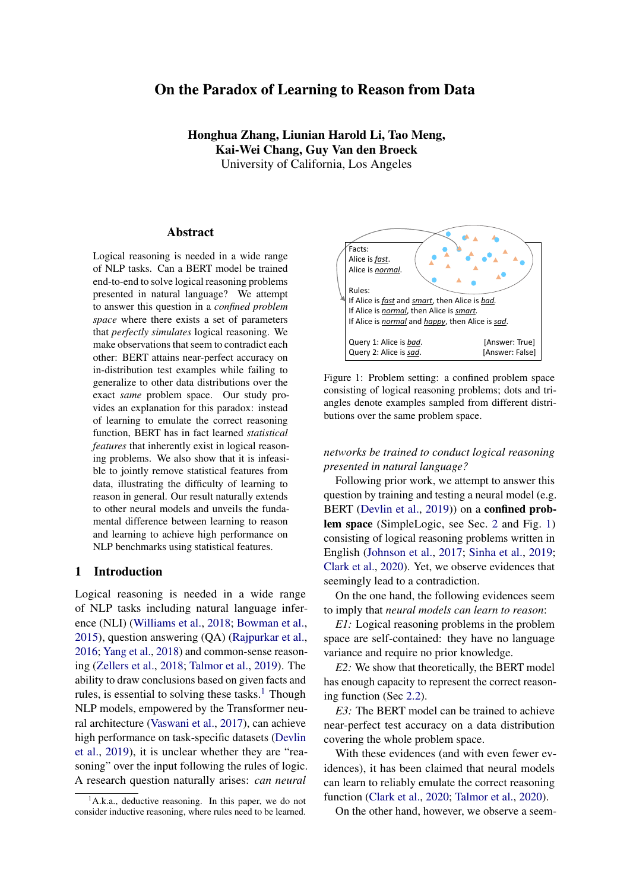# On the Paradox of Learning to Reason from Data

**Honghua Zhang, Liunian Harold Li, Tao Meng, Kai-Wei Chang, Guy Van den Broeck**
University of California, Los Angeles

## Abstract

Logical reasoning is needed in a wide range of NLP tasks. Can a BERT model be trained end-to-end to solve logical reasoning problems presented in natural language? We attempt to answer this question in a *confined problem space* where there exists a set of parameters that *perfectly simulates* logical reasoning. We make observations that seem to contradict each other: BERT attains near-perfect accuracy on in-distribution test examples while failing to generalize to other data distributions over the exact *same* problem space. Our study provides an explanation for this paradox: instead of learning to emulate the correct reasoning function, BERT has in fact learned *statistical features* that inherently exist in logical reasoning problems. We also show that it is infeasible to jointly remove statistical features from data, illustrating the difficulty of learning to reason in general. Our result naturally extends to other neural models and unveils the fundamental difference between learning to reason and learning to achieve high performance on NLP benchmarks using statistical features.

## 1 Introduction

Logical reasoning is needed in a wide range of NLP tasks including natural language inference (NLI) (Williams et al., 2018; Bowman et al., 2015), question answering (QA) (Rajpurkar et al., 2016; Yang et al., 2018) and common-sense reasoning (Zellers et al., 2018; Talmor et al., 2019). The ability to draw conclusions based on given facts and rules, is essential to solving these tasks.[1] Though NLP models, empowered by the Transformer neural architecture (Vaswani et al., 2017), can achieve high performance on task-specific datasets (Devlin et al., 2019), it is unclear whether they are "reasoning" over the input following the rules of logic. A research question naturally arises: *can neural networks be trained to conduct logical reasoning presented in natural language?*

Following prior work, we attempt to answer this question by training and testing a neural model (e.g. BERT (Devlin et al., 2019)) on a **confined problem space** (SimpleLogic, see Sec. 2 and Fig. 1) consisting of logical reasoning problems written in English (Johnson et al., 2017; Sinha et al., 2019; Clark et al., 2020). Yet, we observe evidences that seemingly lead to a contradiction.

Facts:
Alice is _fast_.
Alice is _normal_.

Rules:
If Alice is _fast_ and _smart_, then Alice is _bad_.
If Alice is _normal_, then Alice is _smart_.
If Alice is _normal_ and _happy_, then Alice is _sad_.

Query 1: Alice is _bad_. [Answer: True]
Query 2: Alice is _sad_. [Answer: False]

Figure 1: Problem setting: a confined problem space consisting of logical reasoning problems; dots and triangles denote examples sampled from different distributions over the same problem space.

On the one hand, the following evidences seem to imply that *neural models can learn to reason*:

*E1:* Logical reasoning problems in the problem space are self-contained: they have no language variance and require no prior knowledge.

*E2:* We show that theoretically, the BERT model has enough capacity to represent the correct reasoning function (Sec 2.2).

*E3:* The BERT model can be trained to achieve near-perfect test accuracy on a data distribution covering the whole problem space.

With these evidences (and with even fewer evidences), it has been claimed that neural models can learn to reliably emulate the correct reasoning function (Clark et al., 2020; Talmor et al., 2020).

On the other hand, however, we observe a seem-

[1] A.k.a., deductive reasoning. In this paper, we do not consider inductive reasoning, where rules need to be learned.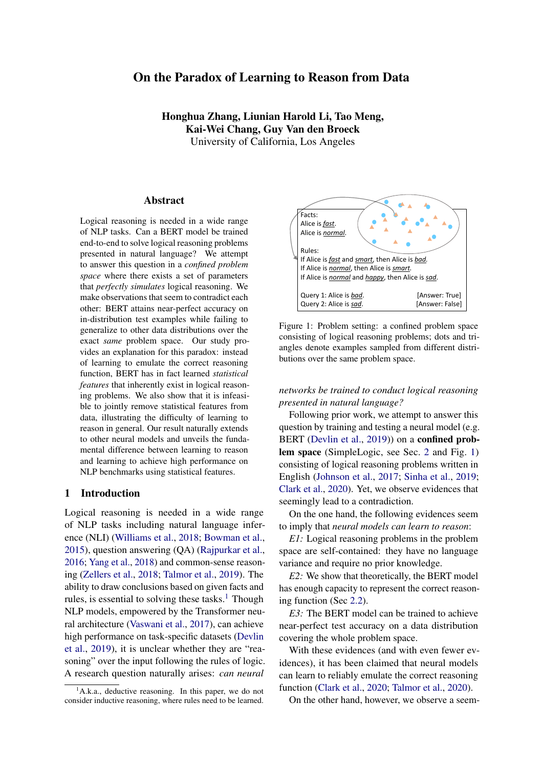# On the Paradox of Learning to Reason from Data

**Honghua Zhang, Liunian Harold Li, Tao Meng, Kai-Wei Chang, Guy Van den Broeck**
University of California, Los Angeles

## Abstract

Logical reasoning is needed in a wide range of NLP tasks. Can a BERT model be trained end-to-end to solve logical reasoning problems presented in natural language? We attempt to answer this question in a *confined problem space* where there exists a set of parameters that *perfectly simulates* logical reasoning. We make observations that seem to contradict each other: BERT attains near-perfect accuracy on in-distribution test examples while failing to generalize to other data distributions over the exact *same* problem space. Our study provides an explanation for this paradox: instead of learning to emulate the correct reasoning function, BERT has in fact learned *statistical features* that inherently exist in logical reasoning problems. We also show that it is infeasible to jointly remove statistical features from data, illustrating the difficulty of learning to reason in general. Our result naturally extends to other neural models and unveils the fundamental difference between learning to reason and learning to achieve high performance on NLP benchmarks using statistical features.

## 1 Introduction

Logical reasoning is needed in a wide range of NLP tasks including natural language inference (NLI) (Williams et al., 2018; Bowman et al., 2015), question answering (QA) (Rajpurkar et al., 2016; Yang et al., 2018) and common-sense reasoning (Zellers et al., 2018; Talmor et al., 2019). The ability to draw conclusions based on given facts and rules, is essential to solving these tasks.[1] Though NLP models, empowered by the Transformer neural architecture (Vaswani et al., 2017), can achieve high performance on task-specific datasets (Devlin et al., 2019), it is unclear whether they are "reasoning" over the input following the rules of logic. A research question naturally arises: *can neural networks be trained to conduct logical reasoning presented in natural language?*

[1] A.k.a., deductive reasoning. In this paper, we do not consider inductive reasoning, where rules need to be learned.

Facts:
Alice is *fast*.
Alice is *normal*.

Rules:
If Alice is *fast* and *smart*, then Alice is *bad*.
If Alice is *normal*, then Alice is *smart*.
If Alice is *normal* and *happy*, then Alice is *sad*.

Query 1: Alice is *bad*. [Answer: True]
Query 2: Alice is *sad*. [Answer: False]

Figure 1: Problem setting: a confined problem space consisting of logical reasoning problems; dots and triangles denote examples sampled from different distributions over the same problem space.

Following prior work, we attempt to answer this question by training and testing a neural model (e.g. BERT (Devlin et al., 2019)) on a **confined problem space** (SimpleLogic, see Sec. 2 and Fig. 1) consisting of logical reasoning problems written in English (Johnson et al., 2017; Sinha et al., 2019; Clark et al., 2020). Yet, we observe evidences that seemingly lead to a contradiction.

On the one hand, the following evidences seem to imply that *neural models can learn to reason*:

*E1:* Logical reasoning problems in the problem space are self-contained: they have no language variance and require no prior knowledge.

*E2:* We show that theoretically, the BERT model has enough capacity to represent the correct reasoning function (Sec 2.2).

*E3:* The BERT model can be trained to achieve near-perfect test accuracy on a data distribution covering the whole problem space.

With these evidences (and with even fewer evidences), it has been claimed that neural models can learn to reliably emulate the correct reasoning function (Clark et al., 2020; Talmor et al., 2020).

On the other hand, however, we observe a seem-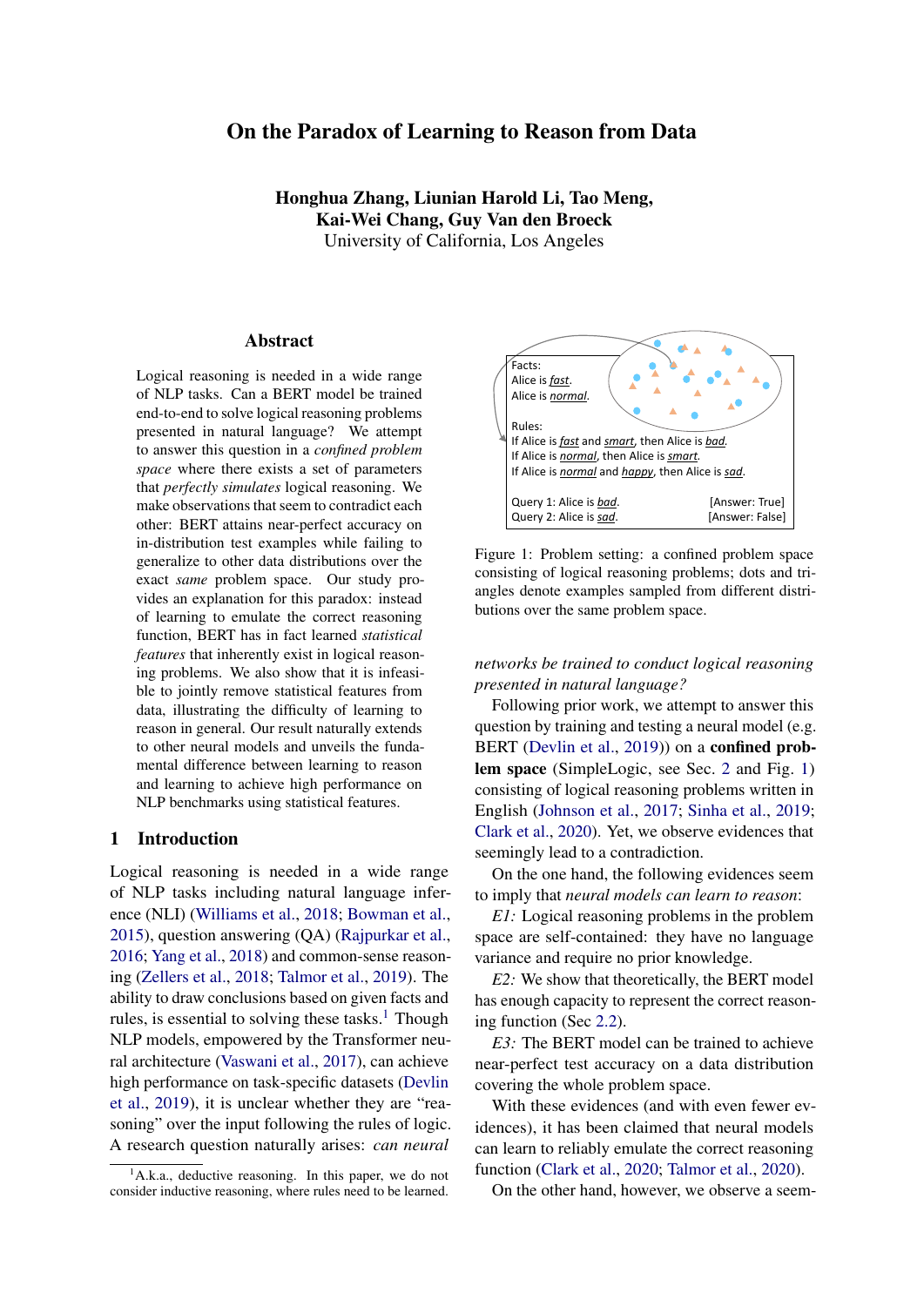# On the Paradox of Learning to Reason from Data

**Honghua Zhang, Liunian Harold Li, Tao Meng, Kai-Wei Chang, Guy Van den Broeck**
University of California, Los Angeles

## Abstract

Logical reasoning is needed in a wide range of NLP tasks. Can a BERT model be trained end-to-end to solve logical reasoning problems presented in natural language? We attempt to answer this question in a *confined problem space* where there exists a set of parameters that *perfectly simulates* logical reasoning. We make observations that seem to contradict each other: BERT attains near-perfect accuracy on in-distribution test examples while failing to generalize to other data distributions over the exact *same* problem space. Our study provides an explanation for this paradox: instead of learning to emulate the correct reasoning function, BERT has in fact learned *statistical features* that inherently exist in logical reasoning problems. We also show that it is infeasible to jointly remove statistical features from data, illustrating the difficulty of learning to reason in general. Our result naturally extends to other neural models and unveils the fundamental difference between learning to reason and learning to achieve high performance on NLP benchmarks using statistical features.

Facts:
Alice is *fast*.
Alice is *normal*.

Rules:
If Alice is *fast* and *smart*, then Alice is *bad*.
If Alice is *normal*, then Alice is *smart*.
If Alice is *normal* and *happy*, then Alice is *sad*.

Query 1: Alice is *bad*. [Answer: True]
Query 2: Alice is *sad*. [Answer: False]

Figure 1: Problem setting: a confined problem space consisting of logical reasoning problems; dots and triangles denote examples sampled from different distributions over the same problem space.

## 1 Introduction

Logical reasoning is needed in a wide range of NLP tasks including natural language inference (NLI) (Williams et al., 2018; Bowman et al., 2015), question answering (QA) (Rajpurkar et al., 2016; Yang et al., 2018) and common-sense reasoning (Zellers et al., 2018; Talmor et al., 2019). The ability to draw conclusions based on given facts and rules, is essential to solving these tasks.[1] Though NLP models, empowered by the Transformer neural architecture (Vaswani et al., 2017), can achieve high performance on task-specific datasets (Devlin et al., 2019), it is unclear whether they are "reasoning" over the input following the rules of logic. A research question naturally arises: *can neural networks be trained to conduct logical reasoning presented in natural language?*

Following prior work, we attempt to answer this question by training and testing a neural model (e.g. BERT (Devlin et al., 2019)) on a **confined problem space** (SimpleLogic, see Sec. 2 and Fig. 1) consisting of logical reasoning problems written in English (Johnson et al., 2017; Sinha et al., 2019; Clark et al., 2020). Yet, we observe evidences that seemingly lead to a contradiction.

On the one hand, the following evidences seem to imply that *neural models can learn to reason*:

*E1:* Logical reasoning problems in the problem space are self-contained: they have no language variance and require no prior knowledge.

*E2:* We show that theoretically, the BERT model has enough capacity to represent the correct reasoning function (Sec 2.2).

*E3:* The BERT model can be trained to achieve near-perfect test accuracy on a data distribution covering the whole problem space.

With these evidences (and with even fewer evidences), it has been claimed that neural models can learn to reliably emulate the correct reasoning function (Clark et al., 2020; Talmor et al., 2020).

On the other hand, however, we observe a seem-

[1] A.k.a., deductive reasoning. In this paper, we do not consider inductive reasoning, where rules need to be learned.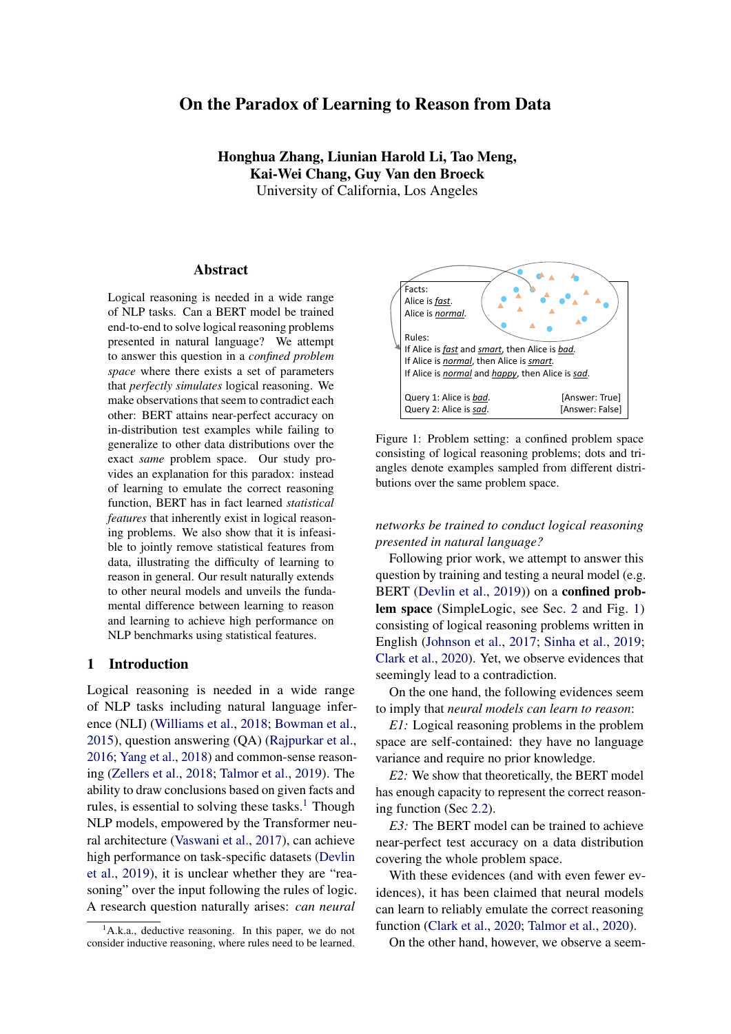# On the Paradox of Learning to Reason from Data

**Honghua Zhang, Liunian Harold Li, Tao Meng,**
**Kai-Wei Chang, Guy Van den Broeck**
University of California, Los Angeles

## Abstract

Logical reasoning is needed in a wide range of NLP tasks. Can a BERT model be trained end-to-end to solve logical reasoning problems presented in natural language? We attempt to answer this question in a *confined problem space* where there exists a set of parameters that *perfectly simulates* logical reasoning. We make observations that seem to contradict each other: BERT attains near-perfect accuracy on in-distribution test examples while failing to generalize to other data distributions over the exact *same* problem space. Our study provides an explanation for this paradox: instead of learning to emulate the correct reasoning function, BERT has in fact learned *statistical features* that inherently exist in logical reasoning problems. We also show that it is infeasible to jointly remove statistical features from data, illustrating the difficulty of learning to reason in general. Our result naturally extends to other neural models and unveils the fundamental difference between learning to reason and learning to achieve high performance on NLP benchmarks using statistical features.

## 1 Introduction

Logical reasoning is needed in a wide range of NLP tasks including natural language inference (NLI) (Williams et al., 2018; Bowman et al., 2015), question answering (QA) (Rajpurkar et al., 2016; Yang et al., 2018) and common-sense reasoning (Zellers et al., 2018; Talmor et al., 2019). The ability to draw conclusions based on given facts and rules, is essential to solving these tasks.[1] Though NLP models, empowered by the Transformer neural architecture (Vaswani et al., 2017), can achieve high performance on task-specific datasets (Devlin et al., 2019), it is unclear whether they are "reasoning" over the input following the rules of logic. A research question naturally arises: *can neural networks be trained to conduct logical reasoning presented in natural language?*

Facts:
Alice is *fast*.
Alice is *normal*.

Rules:
If Alice is *fast* and *smart*, then Alice is *bad*.
If Alice is *normal*, then Alice is *smart*.
If Alice is *normal* and *happy*, then Alice is *sad*.

Query 1: Alice is *bad*. [Answer: True]
Query 2: Alice is *sad*. [Answer: False]

Figure 1: Problem setting: a confined problem space consisting of logical reasoning problems; dots and triangles denote examples sampled from different distributions over the same problem space.

Following prior work, we attempt to answer this question by training and testing a neural model (e.g. BERT (Devlin et al., 2019)) on a **confined problem space** (SimpleLogic, see Sec. 2 and Fig. 1) consisting of logical reasoning problems written in English (Johnson et al., 2017; Sinha et al., 2019; Clark et al., 2020). Yet, we observe evidences that seemingly lead to a contradiction.

On the one hand, the following evidences seem to imply that *neural models can learn to reason*:

*E1:* Logical reasoning problems in the problem space are self-contained: they have no language variance and require no prior knowledge.

*E2:* We show that theoretically, the BERT model has enough capacity to represent the correct reasoning function (Sec 2.2).

*E3:* The BERT model can be trained to achieve near-perfect test accuracy on a data distribution covering the whole problem space.

With these evidences (and with even fewer evidences), it has been claimed that neural models can learn to reliably emulate the correct reasoning function (Clark et al., 2020; Talmor et al., 2020).

On the other hand, however, we observe a seem-

[1] A.k.a., deductive reasoning. In this paper, we do not consider inductive reasoning, where rules need to be learned.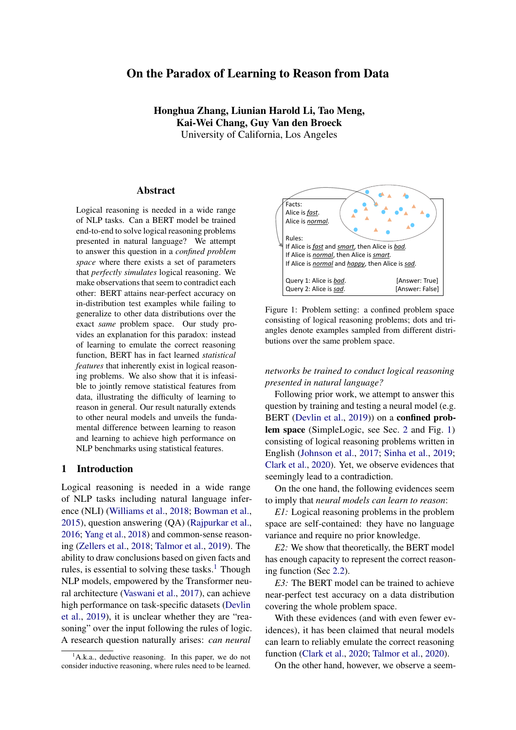# On the Paradox of Learning to Reason from Data

**Honghua Zhang, Liunian Harold Li, Tao Meng, Kai-Wei Chang, Guy Van den Broeck**
University of California, Los Angeles

## Abstract

Logical reasoning is needed in a wide range of NLP tasks. Can a BERT model be trained end-to-end to solve logical reasoning problems presented in natural language? We attempt to answer this question in a *confined problem space* where there exists a set of parameters that *perfectly simulates* logical reasoning. We make observations that seem to contradict each other: BERT attains near-perfect accuracy on in-distribution test examples while failing to generalize to other data distributions over the exact *same* problem space. Our study provides an explanation for this paradox: instead of learning to emulate the correct reasoning function, BERT has in fact learned *statistical features* that inherently exist in logical reasoning problems. We also show that it is infeasible to jointly remove statistical features from data, illustrating the difficulty of learning to reason in general. Our result naturally extends to other neural models and unveils the fundamental difference between learning to reason and learning to achieve high performance on NLP benchmarks using statistical features.

## 1 Introduction

Logical reasoning is needed in a wide range of NLP tasks including natural language inference (NLI) (Williams et al., 2018; Bowman et al., 2015), question answering (QA) (Rajpurkar et al., 2016; Yang et al., 2018) and common-sense reasoning (Zellers et al., 2018; Talmor et al., 2019). The ability to draw conclusions based on given facts and rules, is essential to solving these tasks.[1] Though NLP models, empowered by the Transformer neural architecture (Vaswani et al., 2017), can achieve high performance on task-specific datasets (Devlin et al., 2019), it is unclear whether they are "reasoning" over the input following the rules of logic. A research question naturally arises: *can neural networks be trained to conduct logical reasoning presented in natural language?*

Facts:
Alice is *fast*.
Alice is *normal*.

Rules:
If Alice is *fast* and *smart*, then Alice is *bad*.
If Alice is *normal*, then Alice is *smart*.
If Alice is *normal* and *happy*, then Alice is *sad*.

Query 1: Alice is *bad*. [Answer: True]
Query 2: Alice is *sad*. [Answer: False]

Figure 1: Problem setting: a confined problem space consisting of logical reasoning problems; dots and triangles denote examples sampled from different distributions over the same problem space.

Following prior work, we attempt to answer this question by training and testing a neural model (e.g. BERT (Devlin et al., 2019)) on a **confined problem space** (SimpleLogic, see Sec. 2 and Fig. 1) consisting of logical reasoning problems written in English (Johnson et al., 2017; Sinha et al., 2019; Clark et al., 2020). Yet, we observe evidences that seemingly lead to a contradiction.

On the one hand, the following evidences seem to imply that *neural models can learn to reason*:

*E1:* Logical reasoning problems in the problem space are self-contained: they have no language variance and require no prior knowledge.

*E2:* We show that theoretically, the BERT model has enough capacity to represent the correct reasoning function (Sec 2.2).

*E3:* The BERT model can be trained to achieve near-perfect test accuracy on a data distribution covering the whole problem space.

With these evidences (and with even fewer evidences), it has been claimed that neural models can learn to reliably emulate the correct reasoning function (Clark et al., 2020; Talmor et al., 2020).

On the other hand, however, we observe a seem-

[1] A.k.a., deductive reasoning. In this paper, we do not consider inductive reasoning, where rules need to be learned.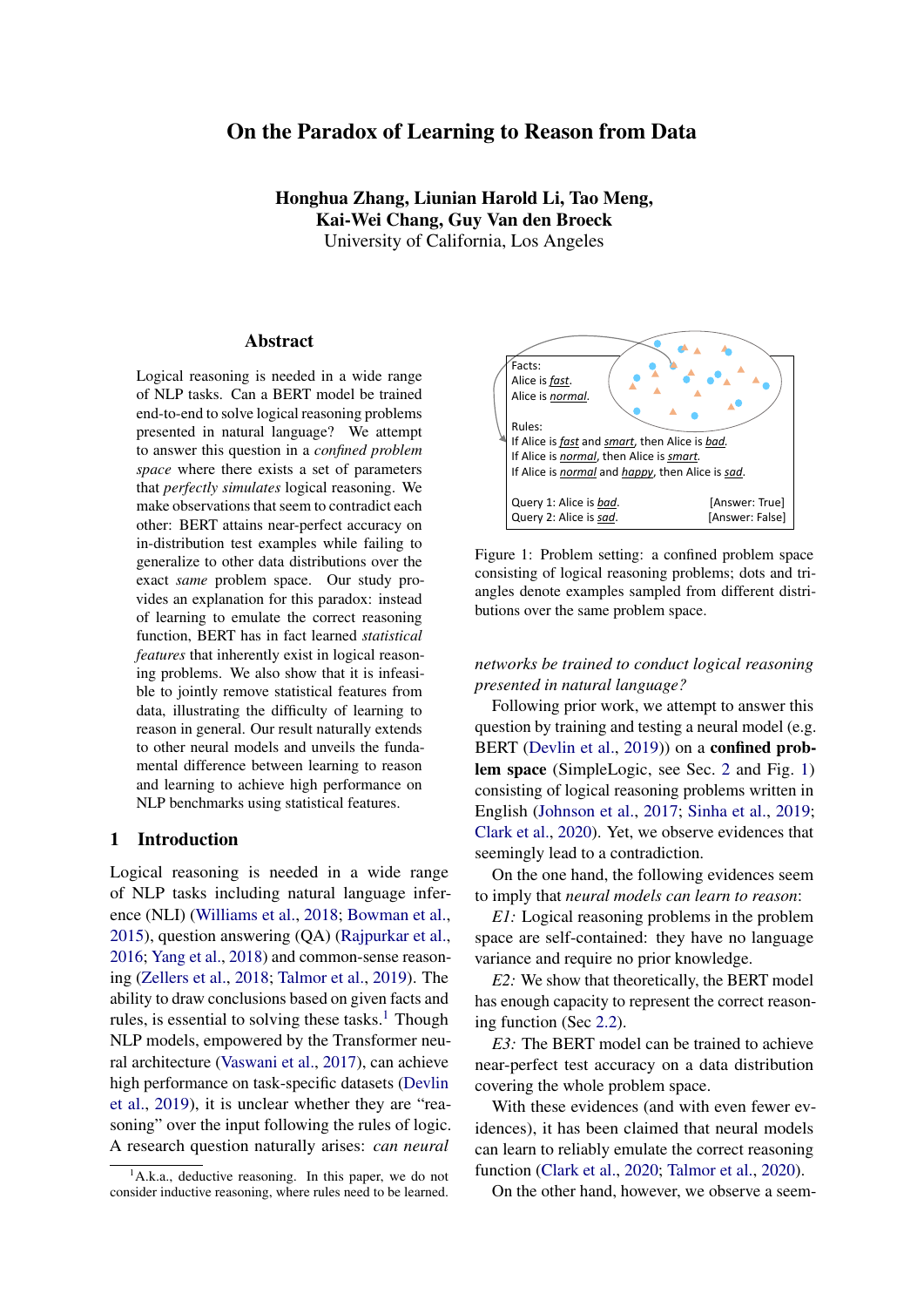# On the Paradox of Learning to Reason from Data

**Honghua Zhang, Liunian Harold Li, Tao Meng, Kai-Wei Chang, Guy Van den Broeck**
University of California, Los Angeles

## Abstract

Logical reasoning is needed in a wide range of NLP tasks. Can a BERT model be trained end-to-end to solve logical reasoning problems presented in natural language? We attempt to answer this question in a *confined problem space* where there exists a set of parameters that *perfectly simulates* logical reasoning. We make observations that seem to contradict each other: BERT attains near-perfect accuracy on in-distribution test examples while failing to generalize to other data distributions over the exact *same* problem space. Our study provides an explanation for this paradox: instead of learning to emulate the correct reasoning function, BERT has in fact learned *statistical features* that inherently exist in logical reasoning problems. We also show that it is infeasible to jointly remove statistical features from data, illustrating the difficulty of learning to reason in general. Our result naturally extends to other neural models and unveils the fundamental difference between learning to reason and learning to achieve high performance on NLP benchmarks using statistical features.

## 1 Introduction

Logical reasoning is needed in a wide range of NLP tasks including natural language inference (NLI) (Williams et al., 2018; Bowman et al., 2015), question answering (QA) (Rajpurkar et al., 2016; Yang et al., 2018) and common-sense reasoning (Zellers et al., 2018; Talmor et al., 2019). The ability to draw conclusions based on given facts and rules, is essential to solving these tasks.[1] Though NLP models, empowered by the Transformer neural architecture (Vaswani et al., 2017), can achieve high performance on task-specific datasets (Devlin et al., 2019), it is unclear whether they are "reasoning" over the input following the rules of logic. A research question naturally arises: *can neural networks be trained to conduct logical reasoning presented in natural language?*

[1] A.k.a., deductive reasoning. In this paper, we do not consider inductive reasoning, where rules need to be learned.

Facts:
Alice is *fast*.
Alice is *normal*.

Rules:
If Alice is *fast* and *smart*, then Alice is *bad*.
If Alice is *normal*, then Alice is *smart*.
If Alice is *normal* and *happy*, then Alice is *sad*.

Query 1: Alice is *bad*. [Answer: True]
Query 2: Alice is *sad*. [Answer: False]

Figure 1: Problem setting: a confined problem space consisting of logical reasoning problems; dots and triangles denote examples sampled from different distributions over the same problem space.

Following prior work, we attempt to answer this question by training and testing a neural model (e.g. BERT (Devlin et al., 2019)) on a **confined problem space** (SimpleLogic, see Sec. 2 and Fig. 1) consisting of logical reasoning problems written in English (Johnson et al., 2017; Sinha et al., 2019; Clark et al., 2020). Yet, we observe evidences that seemingly lead to a contradiction.

On the one hand, the following evidences seem to imply that *neural models can learn to reason*:

*E1:* Logical reasoning problems in the problem space are self-contained: they have no language variance and require no prior knowledge.

*E2:* We show that theoretically, the BERT model has enough capacity to represent the correct reasoning function (Sec 2.2).

*E3:* The BERT model can be trained to achieve near-perfect test accuracy on a data distribution covering the whole problem space.

With these evidences (and with even fewer evidences), it has been claimed that neural models can learn to reliably emulate the correct reasoning function (Clark et al., 2020; Talmor et al., 2020).

On the other hand, however, we observe a seem-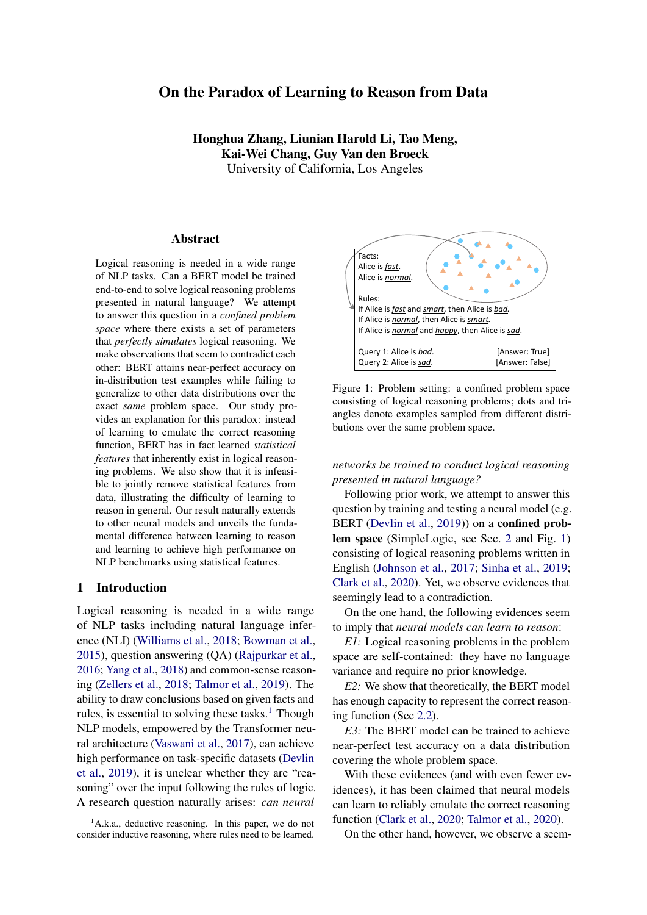# On the Paradox of Learning to Reason from Data

**Honghua Zhang, Liunian Harold Li, Tao Meng, Kai-Wei Chang, Guy Van den Broeck**
University of California, Los Angeles

## Abstract

Logical reasoning is needed in a wide range of NLP tasks. Can a BERT model be trained end-to-end to solve logical reasoning problems presented in natural language? We attempt to answer this question in a *confined problem space* where there exists a set of parameters that *perfectly simulates* logical reasoning. We make observations that seem to contradict each other: BERT attains near-perfect accuracy on in-distribution test examples while failing to generalize to other data distributions over the exact *same* problem space. Our study provides an explanation for this paradox: instead of learning to emulate the correct reasoning function, BERT has in fact learned *statistical features* that inherently exist in logical reasoning problems. We also show that it is infeasible to jointly remove statistical features from data, illustrating the difficulty of learning to reason in general. Our result naturally extends to other neural models and unveils the fundamental difference between learning to reason and learning to achieve high performance on NLP benchmarks using statistical features.

## 1 Introduction

Logical reasoning is needed in a wide range of NLP tasks including natural language inference (NLI) (Williams et al., 2018; Bowman et al., 2015), question answering (QA) (Rajpurkar et al., 2016; Yang et al., 2018) and common-sense reasoning (Zellers et al., 2018; Talmor et al., 2019). The ability to draw conclusions based on given facts and rules, is essential to solving these tasks.[1] Though NLP models, empowered by the Transformer neural architecture (Vaswani et al., 2017), can achieve high performance on task-specific datasets (Devlin et al., 2019), it is unclear whether they are "reasoning" over the input following the rules of logic. A research question naturally arises: *can neural networks be trained to conduct logical reasoning presented in natural language?*

Following prior work, we attempt to answer this question by training and testing a neural model (e.g. BERT (Devlin et al., 2019)) on a **confined problem space** (SimpleLogic, see Sec. 2 and Fig. 1) consisting of logical reasoning problems written in English (Johnson et al., 2017; Sinha et al., 2019; Clark et al., 2020). Yet, we observe evidences that seemingly lead to a contradiction.

On the one hand, the following evidences seem to imply that *neural models can learn to reason*:

*E1:* Logical reasoning problems in the problem space are self-contained: they have no language variance and require no prior knowledge.

*E2:* We show that theoretically, the BERT model has enough capacity to represent the correct reasoning function (Sec 2.2).

*E3:* The BERT model can be trained to achieve near-perfect test accuracy on a data distribution covering the whole problem space.

With these evidences (and with even fewer evidences), it has been claimed that neural models can learn to reliably emulate the correct reasoning function (Clark et al., 2020; Talmor et al., 2020).

On the other hand, however, we observe a seem-

Facts:
Alice is *fast*.
Alice is *normal*.

Rules:
If Alice is *fast* and *smart*, then Alice is *bad*.
If Alice is *normal*, then Alice is *smart*.
If Alice is *normal* and *happy*, then Alice is *sad*.

Query 1: Alice is *bad*. [Answer: True]
Query 2: Alice is *sad*. [Answer: False]

Figure 1: Problem setting: a confined problem space consisting of logical reasoning problems; dots and triangles denote examples sampled from different distributions over the same problem space.

[1] A.k.a., deductive reasoning. In this paper, we do not consider inductive reasoning, where rules need to be learned.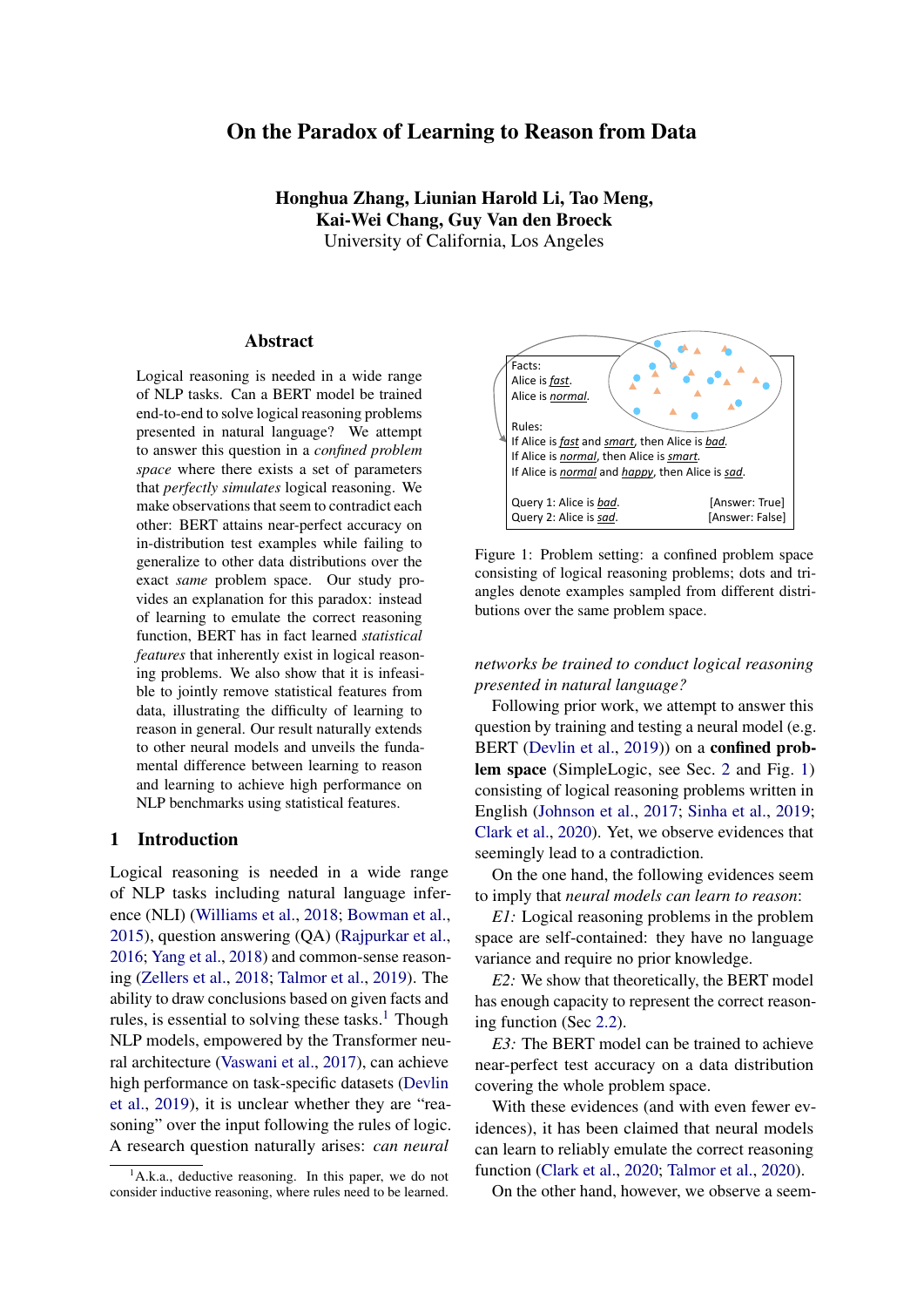# On the Paradox of Learning to Reason from Data

**Honghua Zhang, Liunian Harold Li, Tao Meng, Kai-Wei Chang, Guy Van den Broeck**
University of California, Los Angeles

## Abstract

Logical reasoning is needed in a wide range of NLP tasks. Can a BERT model be trained end-to-end to solve logical reasoning problems presented in natural language? We attempt to answer this question in a *confined problem space* where there exists a set of parameters that *perfectly simulates* logical reasoning. We make observations that seem to contradict each other: BERT attains near-perfect accuracy on in-distribution test examples while failing to generalize to other data distributions over the exact *same* problem space. Our study provides an explanation for this paradox: instead of learning to emulate the correct reasoning function, BERT has in fact learned *statistical features* that inherently exist in logical reasoning problems. We also show that it is infeasible to jointly remove statistical features from data, illustrating the difficulty of learning to reason in general. Our result naturally extends to other neural models and unveils the fundamental difference between learning to reason and learning to achieve high performance on NLP benchmarks using statistical features.

Facts:
Alice is *fast*.
Alice is *normal*.

Rules:
If Alice is *fast* and *smart*, then Alice is *bad*.
If Alice is *normal*, then Alice is *smart*.
If Alice is *normal* and *happy*, then Alice is *sad*.

Query 1: Alice is *bad*. [Answer: True]
Query 2: Alice is *sad*. [Answer: False]

Figure 1: Problem setting: a confined problem space consisting of logical reasoning problems; dots and triangles denote examples sampled from different distributions over the same problem space.

## 1 Introduction

Logical reasoning is needed in a wide range of NLP tasks including natural language inference (NLI) (Williams et al., 2018; Bowman et al., 2015), question answering (QA) (Rajpurkar et al., 2016; Yang et al., 2018) and common-sense reasoning (Zellers et al., 2018; Talmor et al., 2019). The ability to draw conclusions based on given facts and rules, is essential to solving these tasks.[1] Though NLP models, empowered by the Transformer neural architecture (Vaswani et al., 2017), can achieve high performance on task-specific datasets (Devlin et al., 2019), it is unclear whether they are "reasoning" over the input following the rules of logic. A research question naturally arises: *can neural networks be trained to conduct logical reasoning presented in natural language?*

Following prior work, we attempt to answer this question by training and testing a neural model (e.g. BERT (Devlin et al., 2019)) on a **confined problem space** (SimpleLogic, see Sec. 2 and Fig. 1) consisting of logical reasoning problems written in English (Johnson et al., 2017; Sinha et al., 2019; Clark et al., 2020). Yet, we observe evidences that seemingly lead to a contradiction.

On the one hand, the following evidences seem to imply that *neural models can learn to reason*:

*E1:* Logical reasoning problems in the problem space are self-contained: they have no language variance and require no prior knowledge.

*E2:* We show that theoretically, the BERT model has enough capacity to represent the correct reasoning function (Sec 2.2).

*E3:* The BERT model can be trained to achieve near-perfect test accuracy on a data distribution covering the whole problem space.

With these evidences (and with even fewer evidences), it has been claimed that neural models can learn to reliably emulate the correct reasoning function (Clark et al., 2020; Talmor et al., 2020).

On the other hand, however, we observe a seem-

[1] A.k.a., deductive reasoning. In this paper, we do not consider inductive reasoning, where rules need to be learned.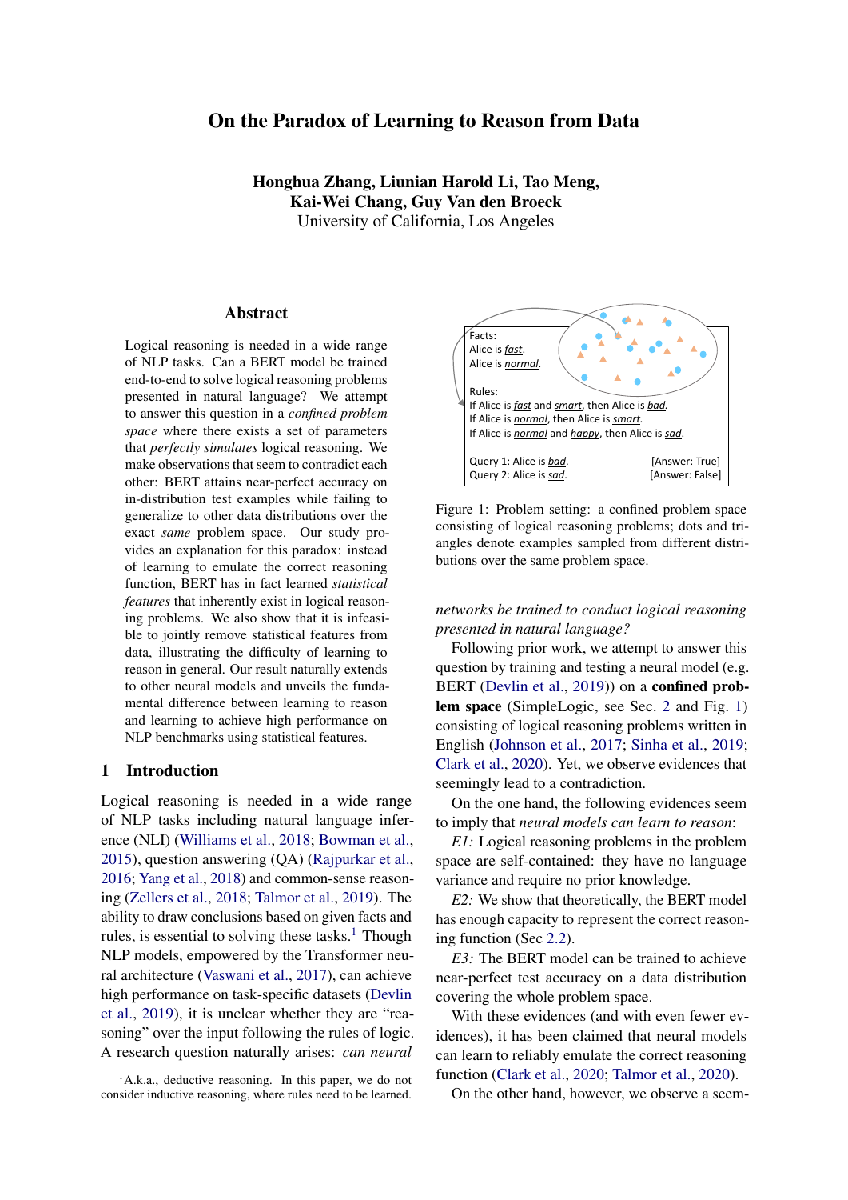# On the Paradox of Learning to Reason from Data

**Honghua Zhang, Liunian Harold Li, Tao Meng, Kai-Wei Chang, Guy Van den Broeck**
University of California, Los Angeles

## Abstract

Logical reasoning is needed in a wide range of NLP tasks. Can a BERT model be trained end-to-end to solve logical reasoning problems presented in natural language? We attempt to answer this question in a *confined problem space* where there exists a set of parameters that *perfectly simulates* logical reasoning. We make observations that seem to contradict each other: BERT attains near-perfect accuracy on in-distribution test examples while failing to generalize to other data distributions over the exact *same* problem space. Our study provides an explanation for this paradox: instead of learning to emulate the correct reasoning function, BERT has in fact learned *statistical features* that inherently exist in logical reasoning problems. We also show that it is infeasible to jointly remove statistical features from data, illustrating the difficulty of learning to reason in general. Our result naturally extends to other neural models and unveils the fundamental difference between learning to reason and learning to achieve high performance on NLP benchmarks using statistical features.

## 1 Introduction

Logical reasoning is needed in a wide range of NLP tasks including natural language inference (NLI) (Williams et al., 2018; Bowman et al., 2015), question answering (QA) (Rajpurkar et al., 2016; Yang et al., 2018) and common-sense reasoning (Zellers et al., 2018; Talmor et al., 2019). The ability to draw conclusions based on given facts and rules, is essential to solving these tasks.[1] Though NLP models, empowered by the Transformer neural architecture (Vaswani et al., 2017), can achieve high performance on task-specific datasets (Devlin et al., 2019), it is unclear whether they are "reasoning" over the input following the rules of logic. A research question naturally arises: *can neural networks be trained to conduct logical reasoning presented in natural language?*

Following prior work, we attempt to answer this question by training and testing a neural model (e.g. BERT (Devlin et al., 2019)) on a **confined problem space** (SimpleLogic, see Sec. 2 and Fig. 1) consisting of logical reasoning problems written in English (Johnson et al., 2017; Sinha et al., 2019; Clark et al., 2020). Yet, we observe evidences that seemingly lead to a contradiction.

On the one hand, the following evidences seem to imply that *neural models can learn to reason*:

*E1:* Logical reasoning problems in the problem space are self-contained: they have no language variance and require no prior knowledge.

*E2:* We show that theoretically, the BERT model has enough capacity to represent the correct reasoning function (Sec 2.2).

*E3:* The BERT model can be trained to achieve near-perfect test accuracy on a data distribution covering the whole problem space.

With these evidences (and with even fewer evidences), it has been claimed that neural models can learn to reliably emulate the correct reasoning function (Clark et al., 2020; Talmor et al., 2020).

On the other hand, however, we observe a seem-

Facts:
Alice is *fast*.
Alice is *normal*.

Rules:
If Alice is *fast* and *smart*, then Alice is *bad*.
If Alice is *normal*, then Alice is *smart*.
If Alice is *normal* and *happy*, then Alice is *sad*.

Query 1: Alice is *bad*. [Answer: True]
Query 2: Alice is *sad*. [Answer: False]

Figure 1: Problem setting: a confined problem space consisting of logical reasoning problems; dots and triangles denote examples sampled from different distributions over the same problem space.

[1] A.k.a., deductive reasoning. In this paper, we do not consider inductive reasoning, where rules need to be learned.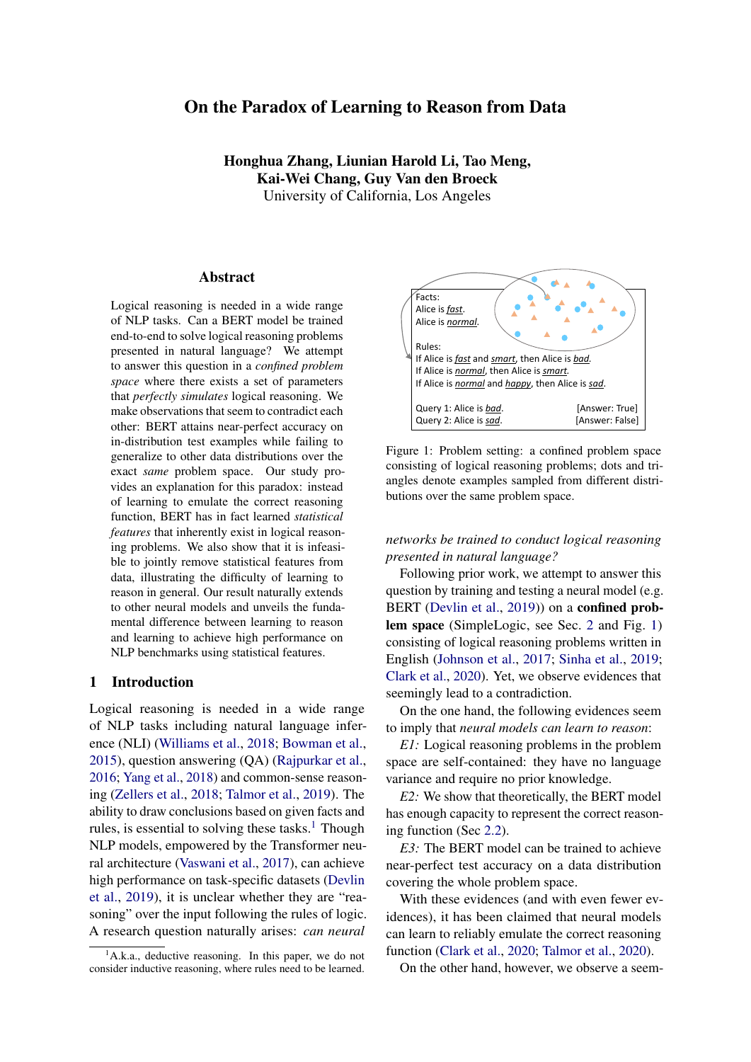# On the Paradox of Learning to Reason from Data

**Honghua Zhang, Liunian Harold Li, Tao Meng, Kai-Wei Chang, Guy Van den Broeck**
University of California, Los Angeles

## Abstract

Logical reasoning is needed in a wide range of NLP tasks. Can a BERT model be trained end-to-end to solve logical reasoning problems presented in natural language? We attempt to answer this question in a *confined problem space* where there exists a set of parameters that *perfectly simulates* logical reasoning. We make observations that seem to contradict each other: BERT attains near-perfect accuracy on in-distribution test examples while failing to generalize to other data distributions over the exact *same* problem space. Our study provides an explanation for this paradox: instead of learning to emulate the correct reasoning function, BERT has in fact learned *statistical features* that inherently exist in logical reasoning problems. We also show that it is infeasible to jointly remove statistical features from data, illustrating the difficulty of learning to reason in general. Our result naturally extends to other neural models and unveils the fundamental difference between learning to reason and learning to achieve high performance on NLP benchmarks using statistical features.

## 1 Introduction

Logical reasoning is needed in a wide range of NLP tasks including natural language inference (NLI) (Williams et al., 2018; Bowman et al., 2015), question answering (QA) (Rajpurkar et al., 2016; Yang et al., 2018) and common-sense reasoning (Zellers et al., 2018; Talmor et al., 2019). The ability to draw conclusions based on given facts and rules, is essential to solving these tasks.[1] Though NLP models, empowered by the Transformer neural architecture (Vaswani et al., 2017), can achieve high performance on task-specific datasets (Devlin et al., 2019), it is unclear whether they are "reasoning" over the input following the rules of logic. A research question naturally arises: *can neural networks be trained to conduct logical reasoning presented in natural language?*

[1] A.k.a., deductive reasoning. In this paper, we do not consider inductive reasoning, where rules need to be learned.

Facts:
Alice is *fast*.
Alice is *normal*.

Rules:
If Alice is *fast* and *smart*, then Alice is *bad*.
If Alice is *normal*, then Alice is *smart*.
If Alice is *normal* and *happy*, then Alice is *sad*.

Query 1: Alice is *bad*. [Answer: True]
Query 2: Alice is *sad*. [Answer: False]

Figure 1: Problem setting: a confined problem space consisting of logical reasoning problems; dots and triangles denote examples sampled from different distributions over the same problem space.

Following prior work, we attempt to answer this question by training and testing a neural model (e.g. BERT (Devlin et al., 2019)) on a **confined problem space** (SimpleLogic, see Sec. 2 and Fig. 1) consisting of logical reasoning problems written in English (Johnson et al., 2017; Sinha et al., 2019; Clark et al., 2020). Yet, we observe evidences that seemingly lead to a contradiction.

On the one hand, the following evidences seem to imply that *neural models can learn to reason*:

*E1:* Logical reasoning problems in the problem space are self-contained: they have no language variance and require no prior knowledge.

*E2:* We show that theoretically, the BERT model has enough capacity to represent the correct reasoning function (Sec 2.2).

*E3:* The BERT model can be trained to achieve near-perfect test accuracy on a data distribution covering the whole problem space.

With these evidences (and with even fewer evidences), it has been claimed that neural models can learn to reliably emulate the correct reasoning function (Clark et al., 2020; Talmor et al., 2020).

On the other hand, however, we observe a seem-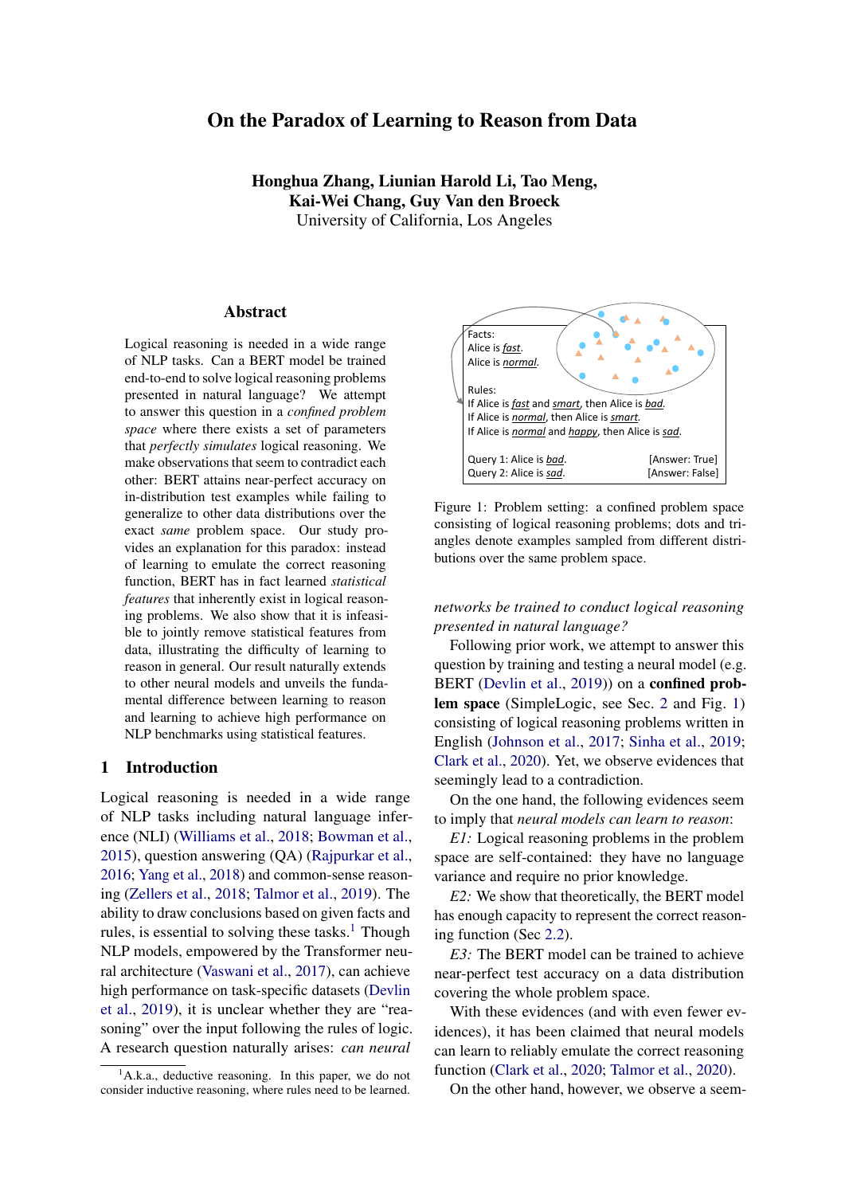# On the Paradox of Learning to Reason from Data

**Honghua Zhang, Liunian Harold Li, Tao Meng, Kai-Wei Chang, Guy Van den Broeck**
University of California, Los Angeles

## Abstract

Logical reasoning is needed in a wide range of NLP tasks. Can a BERT model be trained end-to-end to solve logical reasoning problems presented in natural language? We attempt to answer this question in a *confined problem space* where there exists a set of parameters that *perfectly simulates* logical reasoning. We make observations that seem to contradict each other: BERT attains near-perfect accuracy on in-distribution test examples while failing to generalize to other data distributions over the exact *same* problem space. Our study provides an explanation for this paradox: instead of learning to emulate the correct reasoning function, BERT has in fact learned *statistical features* that inherently exist in logical reasoning problems. We also show that it is infeasible to jointly remove statistical features from data, illustrating the difficulty of learning to reason in general. Our result naturally extends to other neural models and unveils the fundamental difference between learning to reason and learning to achieve high performance on NLP benchmarks using statistical features.

## 1 Introduction

Logical reasoning is needed in a wide range of NLP tasks including natural language inference (NLI) (Williams et al., 2018; Bowman et al., 2015), question answering (QA) (Rajpurkar et al., 2016; Yang et al., 2018) and common-sense reasoning (Zellers et al., 2018; Talmor et al., 2019). The ability to draw conclusions based on given facts and rules, is essential to solving these tasks.[1] Though NLP models, empowered by the Transformer neural architecture (Vaswani et al., 2017), can achieve high performance on task-specific datasets (Devlin et al., 2019), it is unclear whether they are "reasoning" over the input following the rules of logic. A research question naturally arises: *can neural networks be trained to conduct logical reasoning presented in natural language?*

Following prior work, we attempt to answer this question by training and testing a neural model (e.g. BERT (Devlin et al., 2019)) on a **confined problem space** (SimpleLogic, see Sec. 2 and Fig. 1) consisting of logical reasoning problems written in English (Johnson et al., 2017; Sinha et al., 2019; Clark et al., 2020). Yet, we observe evidences that seemingly lead to a contradiction.

On the one hand, the following evidences seem to imply that *neural models can learn to reason*:

*E1:* Logical reasoning problems in the problem space are self-contained: they have no language variance and require no prior knowledge.

*E2:* We show that theoretically, the BERT model has enough capacity to represent the correct reasoning function (Sec 2.2).

*E3:* The BERT model can be trained to achieve near-perfect test accuracy on a data distribution covering the whole problem space.

With these evidences (and with even fewer evidences), it has been claimed that neural models can learn to reliably emulate the correct reasoning function (Clark et al., 2020; Talmor et al., 2020).

On the other hand, however, we observe a seem-

Facts:
Alice is *fast*.
Alice is *normal*.

Rules:
If Alice is *fast* and *smart*, then Alice is *bad*.
If Alice is *normal*, then Alice is *smart*.
If Alice is *normal* and *happy*, then Alice is *sad*.

Query 1: Alice is *bad*. [Answer: True]
Query 2: Alice is *sad*. [Answer: False]

Figure 1: Problem setting: a confined problem space consisting of logical reasoning problems; dots and triangles denote examples sampled from different distributions over the same problem space.

[1] A.k.a., deductive reasoning. In this paper, we do not consider inductive reasoning, where rules need to be learned.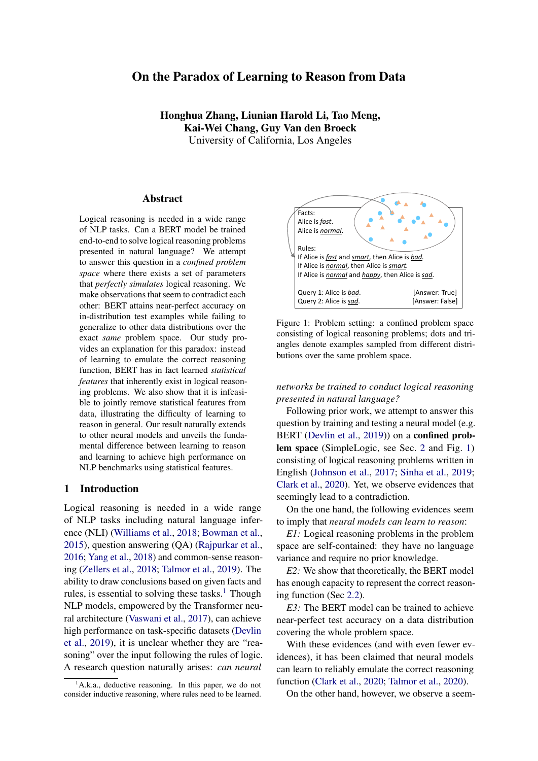# On the Paradox of Learning to Reason from Data

**Honghua Zhang, Liunian Harold Li, Tao Meng, Kai-Wei Chang, Guy Van den Broeck**
University of California, Los Angeles

## Abstract

Logical reasoning is needed in a wide range of NLP tasks. Can a BERT model be trained end-to-end to solve logical reasoning problems presented in natural language? We attempt to answer this question in a *confined problem space* where there exists a set of parameters that *perfectly simulates* logical reasoning. We make observations that seem to contradict each other: BERT attains near-perfect accuracy on in-distribution test examples while failing to generalize to other data distributions over the exact *same* problem space. Our study provides an explanation for this paradox: instead of learning to emulate the correct reasoning function, BERT has in fact learned *statistical features* that inherently exist in logical reasoning problems. We also show that it is infeasible to jointly remove statistical features from data, illustrating the difficulty of learning to reason in general. Our result naturally extends to other neural models and unveils the fundamental difference between learning to reason and learning to achieve high performance on NLP benchmarks using statistical features.

## 1 Introduction

Logical reasoning is needed in a wide range of NLP tasks including natural language inference (NLI) (Williams et al., 2018; Bowman et al., 2015), question answering (QA) (Rajpurkar et al., 2016; Yang et al., 2018) and common-sense reasoning (Zellers et al., 2018; Talmor et al., 2019). The ability to draw conclusions based on given facts and rules, is essential to solving these tasks.[1] Though NLP models, empowered by the Transformer neural architecture (Vaswani et al., 2017), can achieve high performance on task-specific datasets (Devlin et al., 2019), it is unclear whether they are "reasoning" over the input following the rules of logic. A research question naturally arises: *can neural networks be trained to conduct logical reasoning presented in natural language?*

[1] A.k.a., deductive reasoning. In this paper, we do not consider inductive reasoning, where rules need to be learned.

Facts:
Alice is *fast*.
Alice is *normal*.

Rules:
If Alice is *fast* and *smart*, then Alice is *bad*.
If Alice is *normal*, then Alice is *smart*.
If Alice is *normal* and *happy*, then Alice is *sad*.

Query 1: Alice is *bad*. [Answer: True]
Query 2: Alice is *sad*. [Answer: False]

Figure 1: Problem setting: a confined problem space consisting of logical reasoning problems; dots and triangles denote examples sampled from different distributions over the same problem space.

Following prior work, we attempt to answer this question by training and testing a neural model (e.g. BERT (Devlin et al., 2019)) on a **confined problem space** (SimpleLogic, see Sec. 2 and Fig. 1) consisting of logical reasoning problems written in English (Johnson et al., 2017; Sinha et al., 2019; Clark et al., 2020). Yet, we observe evidences that seemingly lead to a contradiction.

On the one hand, the following evidences seem to imply that *neural models can learn to reason*:

*E1:* Logical reasoning problems in the problem space are self-contained: they have no language variance and require no prior knowledge.

*E2:* We show that theoretically, the BERT model has enough capacity to represent the correct reasoning function (Sec 2.2).

*E3:* The BERT model can be trained to achieve near-perfect test accuracy on a data distribution covering the whole problem space.

With these evidences (and with even fewer evidences), it has been claimed that neural models can learn to reliably emulate the correct reasoning function (Clark et al., 2020; Talmor et al., 2020).

On the other hand, however, we observe a seem-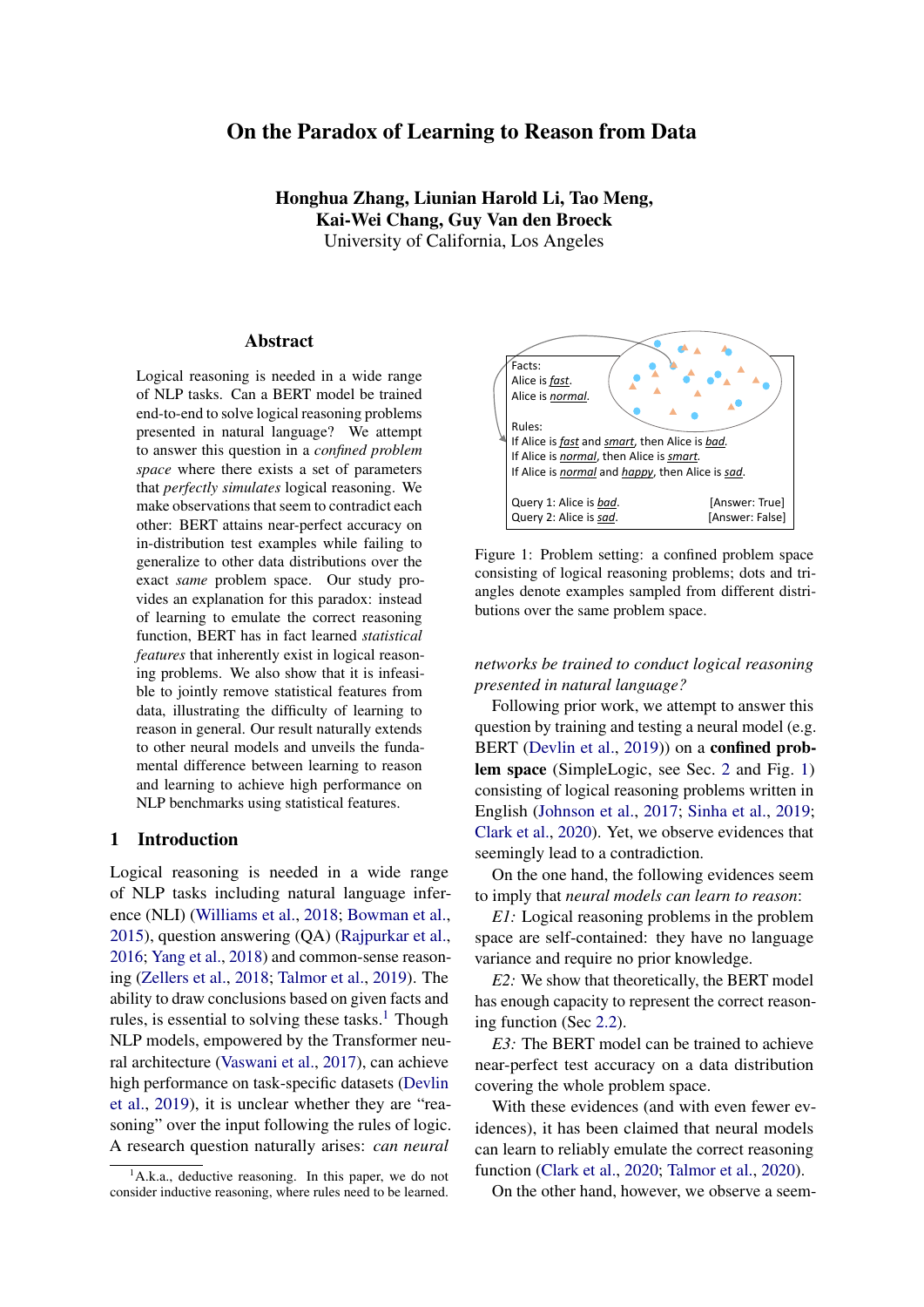# On the Paradox of Learning to Reason from Data

**Honghua Zhang, Liunian Harold Li, Tao Meng, Kai-Wei Chang, Guy Van den Broeck**
University of California, Los Angeles

## Abstract

Logical reasoning is needed in a wide range of NLP tasks. Can a BERT model be trained end-to-end to solve logical reasoning problems presented in natural language? We attempt to answer this question in a *confined problem space* where there exists a set of parameters that *perfectly simulates* logical reasoning. We make observations that seem to contradict each other: BERT attains near-perfect accuracy on in-distribution test examples while failing to generalize to other data distributions over the exact *same* problem space. Our study provides an explanation for this paradox: instead of learning to emulate the correct reasoning function, BERT has in fact learned *statistical features* that inherently exist in logical reasoning problems. We also show that it is infeasible to jointly remove statistical features from data, illustrating the difficulty of learning to reason in general. Our result naturally extends to other neural models and unveils the fundamental difference between learning to reason and learning to achieve high performance on NLP benchmarks using statistical features.

## 1 Introduction

Logical reasoning is needed in a wide range of NLP tasks including natural language inference (NLI) (Williams et al., 2018; Bowman et al., 2015), question answering (QA) (Rajpurkar et al., 2016; Yang et al., 2018) and common-sense reasoning (Zellers et al., 2018; Talmor et al., 2019). The ability to draw conclusions based on given facts and rules, is essential to solving these tasks.[1] Though NLP models, empowered by the Transformer neural architecture (Vaswani et al., 2017), can achieve high performance on task-specific datasets (Devlin et al., 2019), it is unclear whether they are "reasoning" over the input following the rules of logic. A research question naturally arises: *can neural networks be trained to conduct logical reasoning presented in natural language?*

Facts:
Alice is *fast*.
Alice is *normal*.

Rules:
If Alice is *fast* and *smart*, then Alice is *bad*.
If Alice is *normal*, then Alice is *smart*.
If Alice is *normal* and *happy*, then Alice is *sad*.

Query 1: Alice is *bad*. [Answer: True]
Query 2: Alice is *sad*. [Answer: False]

Figure 1: Problem setting: a confined problem space consisting of logical reasoning problems; dots and triangles denote examples sampled from different distributions over the same problem space.

Following prior work, we attempt to answer this question by training and testing a neural model (e.g. BERT (Devlin et al., 2019)) on a **confined problem space** (SimpleLogic, see Sec. 2 and Fig. 1) consisting of logical reasoning problems written in English (Johnson et al., 2017; Sinha et al., 2019; Clark et al., 2020). Yet, we observe evidences that seemingly lead to a contradiction.

On the one hand, the following evidences seem to imply that *neural models can learn to reason*:

*E1:* Logical reasoning problems in the problem space are self-contained: they have no language variance and require no prior knowledge.

*E2:* We show that theoretically, the BERT model has enough capacity to represent the correct reasoning function (Sec 2.2).

*E3:* The BERT model can be trained to achieve near-perfect test accuracy on a data distribution covering the whole problem space.

With these evidences (and with even fewer evidences), it has been claimed that neural models can learn to reliably emulate the correct reasoning function (Clark et al., 2020; Talmor et al., 2020).

On the other hand, however, we observe a seem-

[1] A.k.a., deductive reasoning. In this paper, we do not consider inductive reasoning, where rules need to be learned.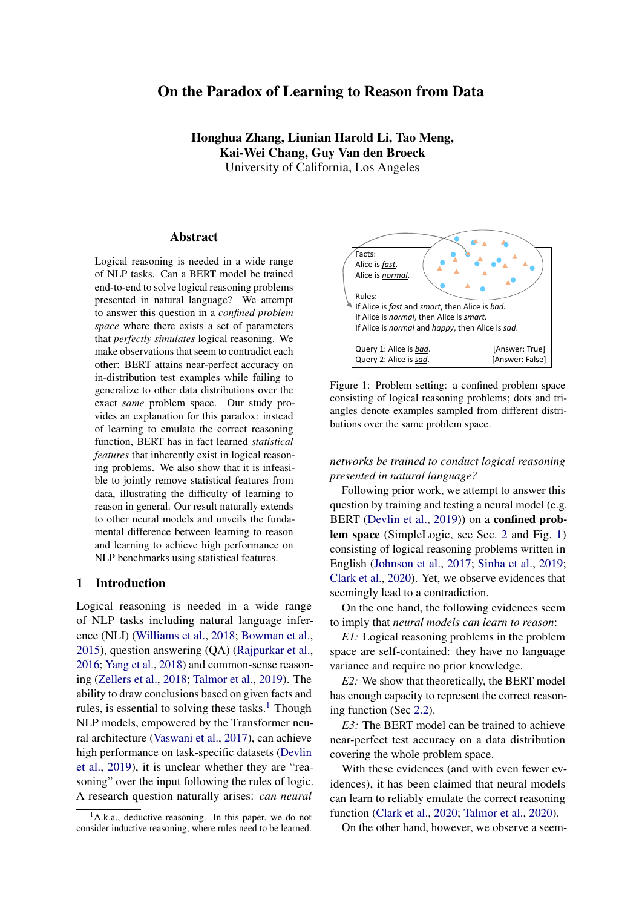# On the Paradox of Learning to Reason from Data

**Honghua Zhang, Liunian Harold Li, Tao Meng, Kai-Wei Chang, Guy Van den Broeck**
University of California, Los Angeles

## Abstract

Logical reasoning is needed in a wide range of NLP tasks. Can a BERT model be trained end-to-end to solve logical reasoning problems presented in natural language? We attempt to answer this question in a *confined problem space* where there exists a set of parameters that *perfectly simulates* logical reasoning. We make observations that seem to contradict each other: BERT attains near-perfect accuracy on in-distribution test examples while failing to generalize to other data distributions over the exact *same* problem space. Our study provides an explanation for this paradox: instead of learning to emulate the correct reasoning function, BERT has in fact learned *statistical features* that inherently exist in logical reasoning problems. We also show that it is infeasible to jointly remove statistical features from data, illustrating the difficulty of learning to reason in general. Our result naturally extends to other neural models and unveils the fundamental difference between learning to reason and learning to achieve high performance on NLP benchmarks using statistical features.

## 1 Introduction

Logical reasoning is needed in a wide range of NLP tasks including natural language inference (NLI) (Williams et al., 2018; Bowman et al., 2015), question answering (QA) (Rajpurkar et al., 2016; Yang et al., 2018) and common-sense reasoning (Zellers et al., 2018; Talmor et al., 2019). The ability to draw conclusions based on given facts and rules, is essential to solving these tasks.[1] Though NLP models, empowered by the Transformer neural architecture (Vaswani et al., 2017), can achieve high performance on task-specific datasets (Devlin et al., 2019), it is unclear whether they are "reasoning" over the input following the rules of logic. A research question naturally arises: *can neural networks be trained to conduct logical reasoning presented in natural language?*

Following prior work, we attempt to answer this question by training and testing a neural model (e.g. BERT (Devlin et al., 2019)) on a **confined problem space** (SimpleLogic, see Sec. 2 and Fig. 1) consisting of logical reasoning problems written in English (Johnson et al., 2017; Sinha et al., 2019; Clark et al., 2020). Yet, we observe evidences that seemingly lead to a contradiction.

On the one hand, the following evidences seem to imply that *neural models can learn to reason*:

*E1:* Logical reasoning problems in the problem space are self-contained: they have no language variance and require no prior knowledge.

*E2:* We show that theoretically, the BERT model has enough capacity to represent the correct reasoning function (Sec 2.2).

*E3:* The BERT model can be trained to achieve near-perfect test accuracy on a data distribution covering the whole problem space.

With these evidences (and with even fewer evidences), it has been claimed that neural models can learn to reliably emulate the correct reasoning function (Clark et al., 2020; Talmor et al., 2020).

On the other hand, however, we observe a seem-

Facts:
Alice is *fast*.
Alice is *normal*.

Rules:
If Alice is *fast* and *smart*, then Alice is *bad*.
If Alice is *normal*, then Alice is *smart*.
If Alice is *normal* and *happy*, then Alice is *sad*.

Query 1: Alice is *bad*. [Answer: True]
Query 2: Alice is *sad*. [Answer: False]

Figure 1: Problem setting: a confined problem space consisting of logical reasoning problems; dots and triangles denote examples sampled from different distributions over the same problem space.

[1] A.k.a., deductive reasoning. In this paper, we do not consider inductive reasoning, where rules need to be learned.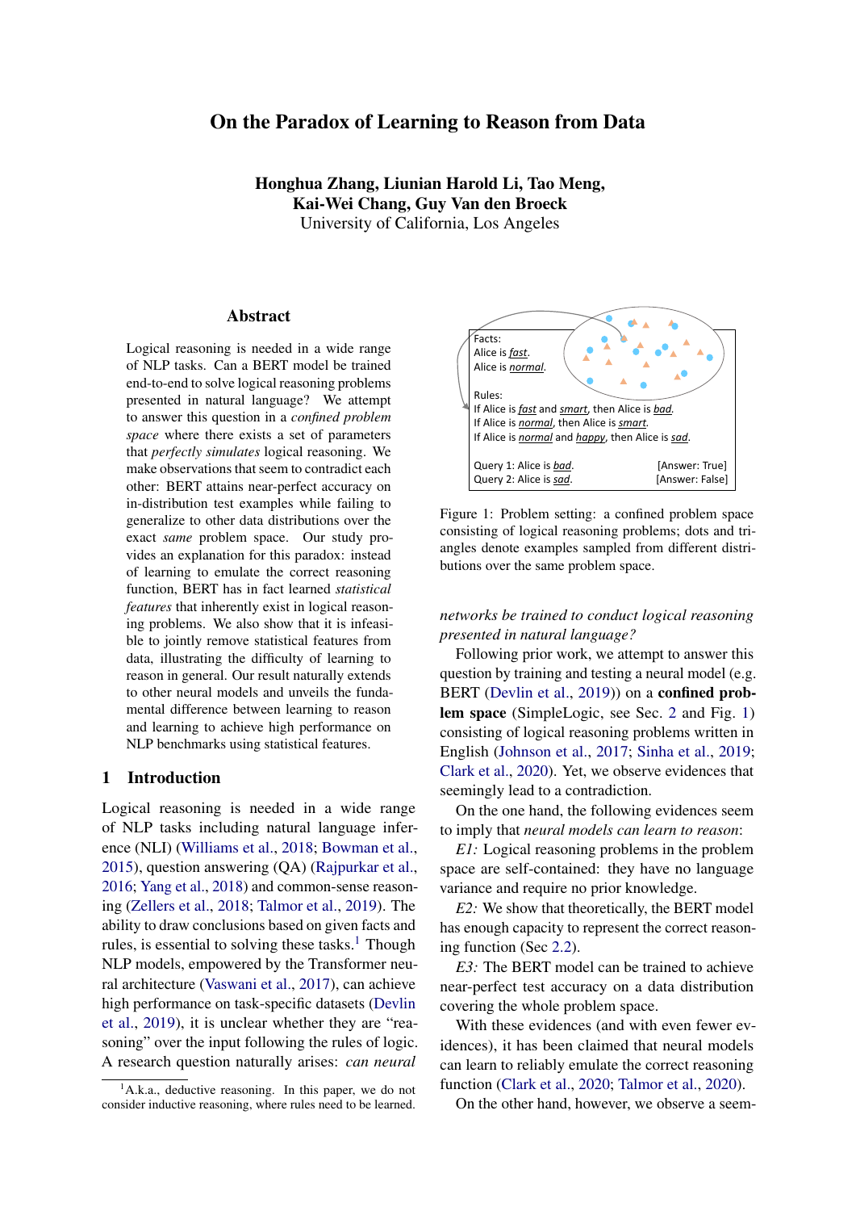# On the Paradox of Learning to Reason from Data

**Honghua Zhang, Liunian Harold Li, Tao Meng, Kai-Wei Chang, Guy Van den Broeck**
University of California, Los Angeles

## Abstract

Logical reasoning is needed in a wide range of NLP tasks. Can a BERT model be trained end-to-end to solve logical reasoning problems presented in natural language? We attempt to answer this question in a *confined problem space* where there exists a set of parameters that *perfectly simulates* logical reasoning. We make observations that seem to contradict each other: BERT attains near-perfect accuracy on in-distribution test examples while failing to generalize to other data distributions over the exact *same* problem space. Our study provides an explanation for this paradox: instead of learning to emulate the correct reasoning function, BERT has in fact learned *statistical features* that inherently exist in logical reasoning problems. We also show that it is infeasible to jointly remove statistical features from data, illustrating the difficulty of learning to reason in general. Our result naturally extends to other neural models and unveils the fundamental difference between learning to reason and learning to achieve high performance on NLP benchmarks using statistical features.

## 1 Introduction

Logical reasoning is needed in a wide range of NLP tasks including natural language inference (NLI) (Williams et al., 2018; Bowman et al., 2015), question answering (QA) (Rajpurkar et al., 2016; Yang et al., 2018) and common-sense reasoning (Zellers et al., 2018; Talmor et al., 2019). The ability to draw conclusions based on given facts and rules, is essential to solving these tasks.[1] Though NLP models, empowered by the Transformer neural architecture (Vaswani et al., 2017), can achieve high performance on task-specific datasets (Devlin et al., 2019), it is unclear whether they are "reasoning" over the input following the rules of logic. A research question naturally arises: *can neural networks be trained to conduct logical reasoning presented in natural language?*

[1] A.k.a., deductive reasoning. In this paper, we do not consider inductive reasoning, where rules need to be learned.

Facts:
Alice is *fast*.
Alice is *normal*.

Rules:
If Alice is *fast* and *smart*, then Alice is *bad*.
If Alice is *normal*, then Alice is *smart*.
If Alice is *normal* and *happy*, then Alice is *sad*.

Query 1: Alice is *bad*. [Answer: True]
Query 2: Alice is *sad*. [Answer: False]

Figure 1: Problem setting: a confined problem space consisting of logical reasoning problems; dots and triangles denote examples sampled from different distributions over the same problem space.

Following prior work, we attempt to answer this question by training and testing a neural model (e.g. BERT (Devlin et al., 2019)) on a **confined problem space** (SimpleLogic, see Sec. 2 and Fig. 1) consisting of logical reasoning problems written in English (Johnson et al., 2017; Sinha et al., 2019; Clark et al., 2020). Yet, we observe evidences that seemingly lead to a contradiction.

On the one hand, the following evidences seem to imply that *neural models can learn to reason*:

*E1:* Logical reasoning problems in the problem space are self-contained: they have no language variance and require no prior knowledge.

*E2:* We show that theoretically, the BERT model has enough capacity to represent the correct reasoning function (Sec 2.2).

*E3:* The BERT model can be trained to achieve near-perfect test accuracy on a data distribution covering the whole problem space.

With these evidences (and with even fewer evidences), it has been claimed that neural models can learn to reliably emulate the correct reasoning function (Clark et al., 2020; Talmor et al., 2020).

On the other hand, however, we observe a seem-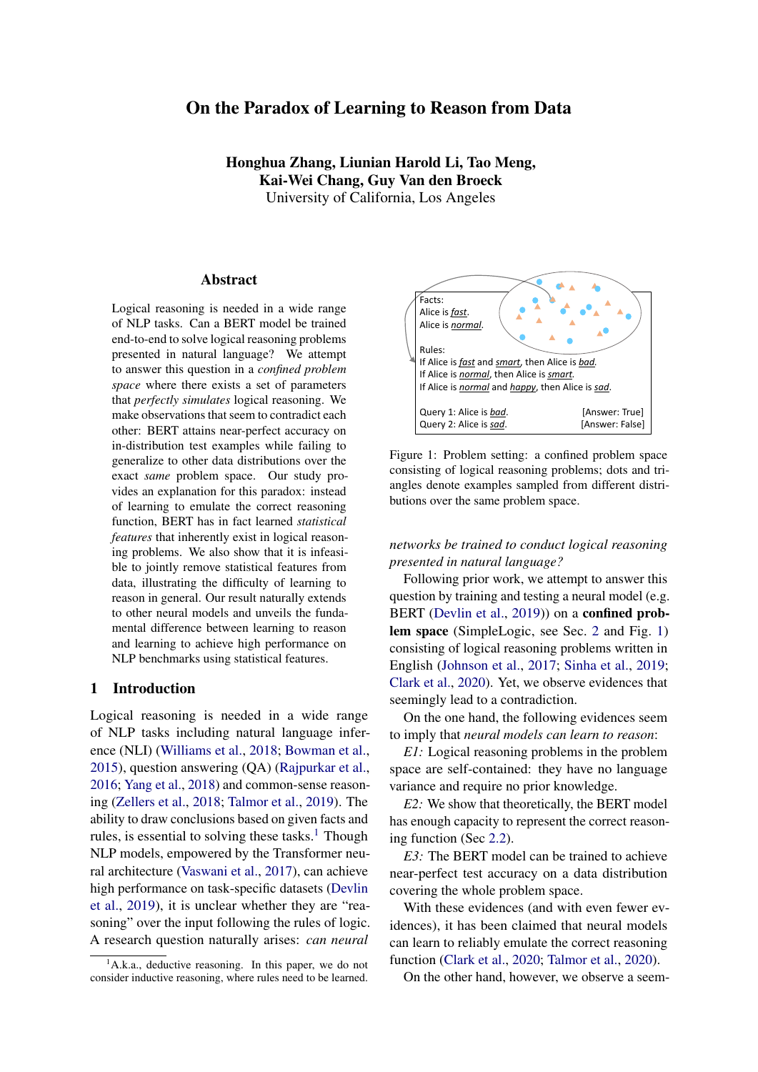# On the Paradox of Learning to Reason from Data

**Honghua Zhang, Liunian Harold Li, Tao Meng, Kai-Wei Chang, Guy Van den Broeck**
University of California, Los Angeles

## Abstract

Logical reasoning is needed in a wide range of NLP tasks. Can a BERT model be trained end-to-end to solve logical reasoning problems presented in natural language? We attempt to answer this question in a *confined problem space* where there exists a set of parameters that *perfectly simulates* logical reasoning. We make observations that seem to contradict each other: BERT attains near-perfect accuracy on in-distribution test examples while failing to generalize to other data distributions over the exact *same* problem space. Our study provides an explanation for this paradox: instead of learning to emulate the correct reasoning function, BERT has in fact learned *statistical features* that inherently exist in logical reasoning problems. We also show that it is infeasible to jointly remove statistical features from data, illustrating the difficulty of learning to reason in general. Our result naturally extends to other neural models and unveils the fundamental difference between learning to reason and learning to achieve high performance on NLP benchmarks using statistical features.

## 1 Introduction

Logical reasoning is needed in a wide range of NLP tasks including natural language inference (NLI) (Williams et al., 2018; Bowman et al., 2015), question answering (QA) (Rajpurkar et al., 2016; Yang et al., 2018) and common-sense reasoning (Zellers et al., 2018; Talmor et al., 2019). The ability to draw conclusions based on given facts and rules, is essential to solving these tasks.[1] Though NLP models, empowered by the Transformer neural architecture (Vaswani et al., 2017), can achieve high performance on task-specific datasets (Devlin et al., 2019), it is unclear whether they "reasoning" over the input following the rules of logic. A research question naturally arises: *can neural networks be trained to conduct logical reasoning presented in natural language?*

Facts:
Alice is *fast*.
Alice is *normal*.

Rules:
If Alice is *fast* and *smart*, then Alice is *bad*.
If Alice is *normal*, then Alice is *smart*.
If Alice is *normal* and *happy*, then Alice is *sad*.

Query 1: Alice is *bad*. [Answer: True]
Query 2: Alice is *sad*. [Answer: False]

Figure 1: Problem setting: a confined problem space consisting of logical reasoning problems; dots and triangles denote examples sampled from different distributions over the same problem space.

Following prior work, we attempt to answer this question by training and testing a neural model (e.g. BERT (Devlin et al., 2019)) on a **confined problem space** (SimpleLogic, see Sec. 2 and Fig. 1) consisting of logical reasoning problems written in English (Johnson et al., 2017; Sinha et al., 2019; Clark et al., 2020). Yet, we observe evidences that seemingly lead to a contradiction.

On the one hand, the following evidences seem to imply that *neural models can learn to reason*:

*E1:* Logical reasoning problems in the problem space are self-contained: they have no language variance and require no prior knowledge.

*E2:* We show that theoretically, the BERT model has enough capacity to represent the correct reasoning function (Sec 2.2).

*E3:* The BERT model can be trained to achieve near-perfect test accuracy on a data distribution covering the whole problem space.

With these evidences (and with even fewer evidences), it has been claimed that neural models can learn to reliably emulate the correct reasoning function (Clark et al., 2020; Talmor et al., 2020).

On the other hand, however, we observe a seem-

[1] A.k.a., deductive reasoning. In this paper, we do not consider inductive reasoning, where rules need to be learned.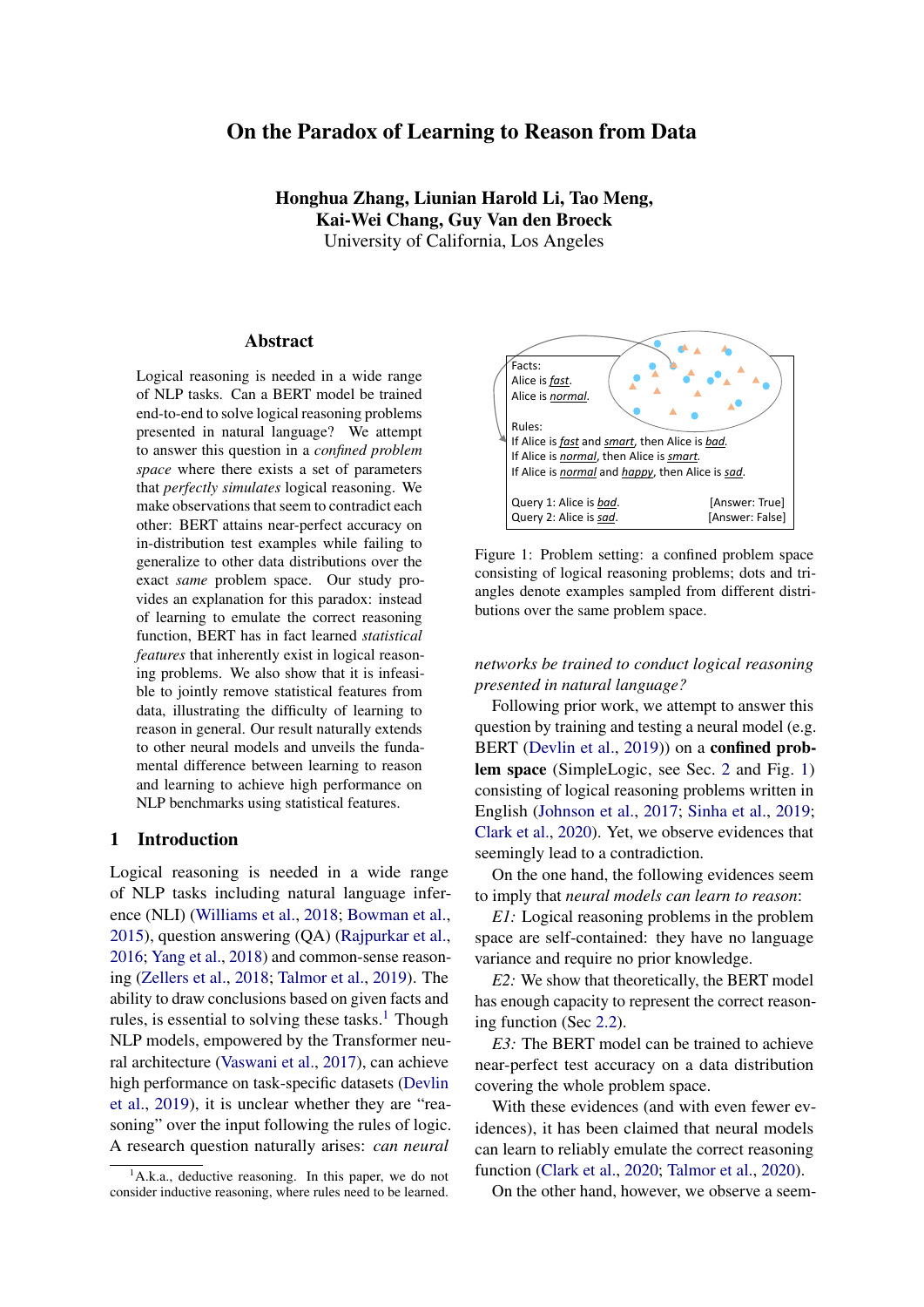# On the Paradox of Learning to Reason from Data

**Honghua Zhang, Liunian Harold Li, Tao Meng, Kai-Wei Chang, Guy Van den Broeck**
University of California, Los Angeles

## Abstract

Logical reasoning is needed in a wide range of NLP tasks. Can a BERT model be trained end-to-end to solve logical reasoning problems presented in natural language? We attempt to answer this question in a *confined problem space* where there exists a set of parameters that *perfectly simulates* logical reasoning. We make observations that seem to contradict each other: BERT attains near-perfect accuracy on in-distribution test examples while failing to generalize to other data distributions over the exact *same* problem space. Our study provides an explanation for this paradox: instead of learning to emulate the correct reasoning function, BERT has in fact learned *statistical features* that inherently exist in logical reasoning problems. We also show that it is infeasible to jointly remove statistical features from data, illustrating the difficulty of learning to reason in general. Our result naturally extends to other neural models and unveils the fundamental difference between learning to reason and learning to achieve high performance on NLP benchmarks using statistical features.

## 1 Introduction

Logical reasoning is needed in a wide range of NLP tasks including natural language inference (NLI) (Williams et al., 2018; Bowman et al., 2015), question answering (QA) (Rajpurkar et al., 2016; Yang et al., 2018) and common-sense reasoning (Zellers et al., 2018; Talmor et al., 2019). The ability to draw conclusions based on given facts and rules, is essential to solving these tasks.[1] Though NLP models, empowered by the Transformer neural architecture (Vaswani et al., 2017), can achieve high performance on task-specific datasets (Devlin et al., 2019), it is unclear whether they are "reasoning" over the input following the rules of logic. A research question naturally arises: *can neural networks be trained to conduct logical reasoning presented in natural language?*

Following prior work, we attempt to answer this question by training and testing a neural model (e.g. BERT (Devlin et al., 2019)) on a **confined problem space** (SimpleLogic, see Sec. 2 and Fig. 1) consisting of logical reasoning problems written in English (Johnson et al., 2017; Sinha et al., 2019; Clark et al., 2020). Yet, we observe evidences that seemingly lead to a contradiction.

On the one hand, the following evidences seem to imply that *neural models can learn to reason*:

*E1:* Logical reasoning problems in the problem space are self-contained: they have no language variance and require no prior knowledge.

*E2:* We show that theoretically, the BERT model has enough capacity to represent the correct reasoning function (Sec 2.2).

*E3:* The BERT model can be trained to achieve near-perfect test accuracy on a data distribution covering the whole problem space.

With these evidences (and with even fewer evidences), it has been claimed that neural models can learn to reliably emulate the correct reasoning function (Clark et al., 2020; Talmor et al., 2020).

On the other hand, however, we observe a seem-

Facts:
Alice is *fast*.
Alice is *normal*.

Rules:
If Alice is *fast* and *smart*, then Alice is *bad*.
If Alice is *normal*, then Alice is *smart*.
If Alice is *normal* and *happy*, then Alice is *sad*.

Query 1: Alice is *bad*. [Answer: True]
Query 2: Alice is *sad*. [Answer: False]

Figure 1: Problem setting: a confined problem space consisting of logical reasoning problems; dots and triangles denote examples sampled from different distributions over the same problem space.

[1] A.k.a., deductive reasoning. In this paper, we do not consider inductive reasoning, where rules need to be learned.